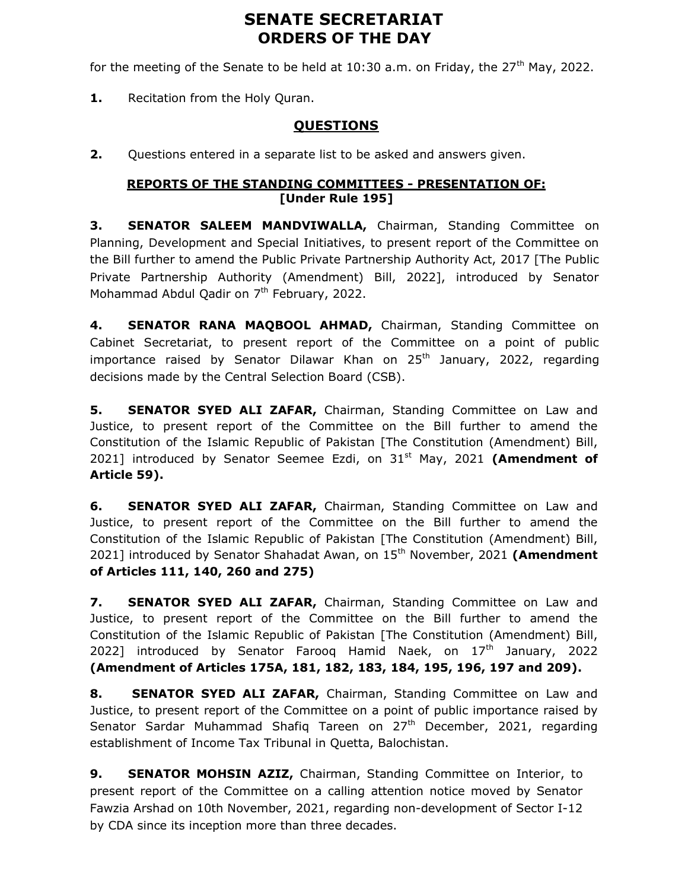# SENATE SECRETARIAT
## ORDERS OF THE DAY

for the meeting of the Senate to be held at 10:30 a.m. on Friday, the 27th May, 2022.

**1.** Recitation from the Holy Quran.

### QUESTIONS

**2.** Questions entered in a separate list to be asked and answers given.

### REPORTS OF THE STANDING COMMITTEES - PRESENTATION OF: [Under Rule 195]

**3. SENATOR SALEEM MANDVIWALLA,** Chairman, Standing Committee on Planning, Development and Special Initiatives, to present report of the Committee on the Bill further to amend the Public Private Partnership Authority Act, 2017 [The Public Private Partnership Authority (Amendment) Bill, 2022], introduced by Senator Mohammad Abdul Qadir on 7th February, 2022.

**4. SENATOR RANA MAQBOOL AHMAD,** Chairman, Standing Committee on Cabinet Secretariat, to present report of the Committee on a point of public importance raised by Senator Dilawar Khan on 25th January, 2022, regarding decisions made by the Central Selection Board (CSB).

**5. SENATOR SYED ALI ZAFAR,** Chairman, Standing Committee on Law and Justice, to present report of the Committee on the Bill further to amend the Constitution of the Islamic Republic of Pakistan [The Constitution (Amendment) Bill, 2021] introduced by Senator Seemee Ezdi, on 31st May, 2021 **(Amendment of Article 59).**

**6. SENATOR SYED ALI ZAFAR,** Chairman, Standing Committee on Law and Justice, to present report of the Committee on the Bill further to amend the Constitution of the Islamic Republic of Pakistan [The Constitution (Amendment) Bill, 2021] introduced by Senator Shahadat Awan, on 15th November, 2021 **(Amendment of Articles 111, 140, 260 and 275)**

**7. SENATOR SYED ALI ZAFAR,** Chairman, Standing Committee on Law and Justice, to present report of the Committee on the Bill further to amend the Constitution of the Islamic Republic of Pakistan [The Constitution (Amendment) Bill, 2022] introduced by Senator Farooq Hamid Naek, on 17th January, 2022 **(Amendment of Articles 175A, 181, 182, 183, 184, 195, 196, 197 and 209).**

**8. SENATOR SYED ALI ZAFAR,** Chairman, Standing Committee on Law and Justice, to present report of the Committee on a point of public importance raised by Senator Sardar Muhammad Shafiq Tareen on 27th December, 2021, regarding establishment of Income Tax Tribunal in Quetta, Balochistan.

**9. SENATOR MOHSIN AZIZ,** Chairman, Standing Committee on Interior, to present report of the Committee on a calling attention notice moved by Senator Fawzia Arshad on 10th November, 2021, regarding non-development of Sector I-12 by CDA since its inception more than three decades.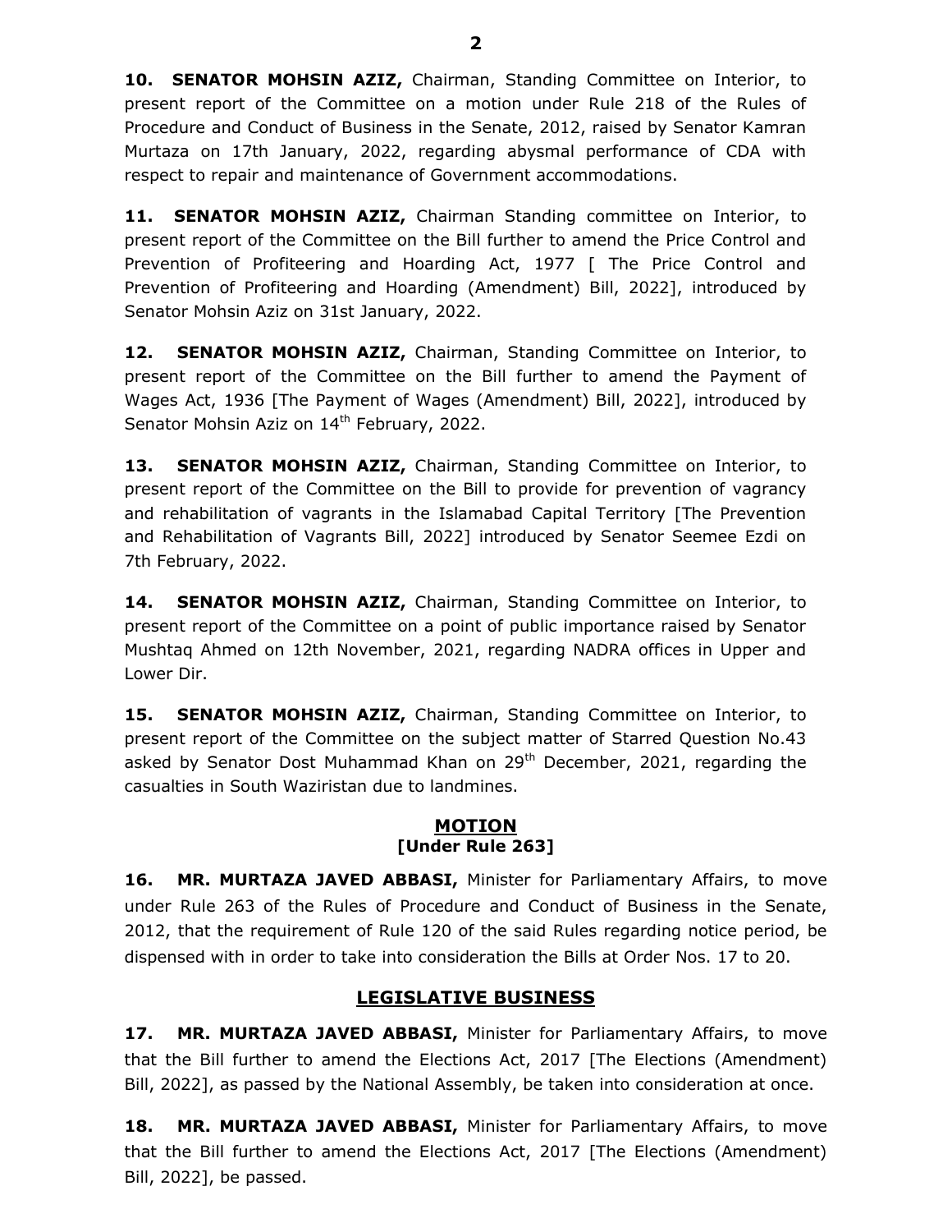**10. SENATOR MOHSIN AZIZ,** Chairman, Standing Committee on Interior, to present report of the Committee on a motion under Rule 218 of the Rules of Procedure and Conduct of Business in the Senate, 2012, raised by Senator Kamran Murtaza on 17th January, 2022, regarding abysmal performance of CDA with respect to repair and maintenance of Government accommodations.

**11. SENATOR MOHSIN AZIZ,** Chairman Standing committee on Interior, to present report of the Committee on the Bill further to amend the Price Control and Prevention of Profiteering and Hoarding Act, 1977 [ The Price Control and Prevention of Profiteering and Hoarding (Amendment) Bill, 2022], introduced by Senator Mohsin Aziz on 31st January, 2022.

**12. SENATOR MOHSIN AZIZ,** Chairman, Standing Committee on Interior, to present report of the Committee on the Bill further to amend the Payment of Wages Act, 1936 [The Payment of Wages (Amendment) Bill, 2022], introduced by Senator Mohsin Aziz on 14th February, 2022.

**13. SENATOR MOHSIN AZIZ,** Chairman, Standing Committee on Interior, to present report of the Committee on the Bill to provide for prevention of vagrancy and rehabilitation of vagrants in the Islamabad Capital Territory [The Prevention and Rehabilitation of Vagrants Bill, 2022] introduced by Senator Seemee Ezdi on 7th February, 2022.

**14. SENATOR MOHSIN AZIZ,** Chairman, Standing Committee on Interior, to present report of the Committee on a point of public importance raised by Senator Mushtaq Ahmed on 12th November, 2021, regarding NADRA offices in Upper and Lower Dir.

**15. SENATOR MOHSIN AZIZ,** Chairman, Standing Committee on Interior, to present report of the Committee on the subject matter of Starred Question No.43 asked by Senator Dost Muhammad Khan on 29th December, 2021, regarding the casualties in South Waziristan due to landmines.

## MOTION
**[Under Rule 263]**

**16. MR. MURTAZA JAVED ABBASI,** Minister for Parliamentary Affairs, to move under Rule 263 of the Rules of Procedure and Conduct of Business in the Senate, 2012, that the requirement of Rule 120 of the said Rules regarding notice period, be dispensed with in order to take into consideration the Bills at Order Nos. 17 to 20.

## LEGISLATIVE BUSINESS

**17. MR. MURTAZA JAVED ABBASI,** Minister for Parliamentary Affairs, to move that the Bill further to amend the Elections Act, 2017 [The Elections (Amendment) Bill, 2022], as passed by the National Assembly, be taken into consideration at once.

**18. MR. MURTAZA JAVED ABBASI,** Minister for Parliamentary Affairs, to move that the Bill further to amend the Elections Act, 2017 [The Elections (Amendment) Bill, 2022], be passed.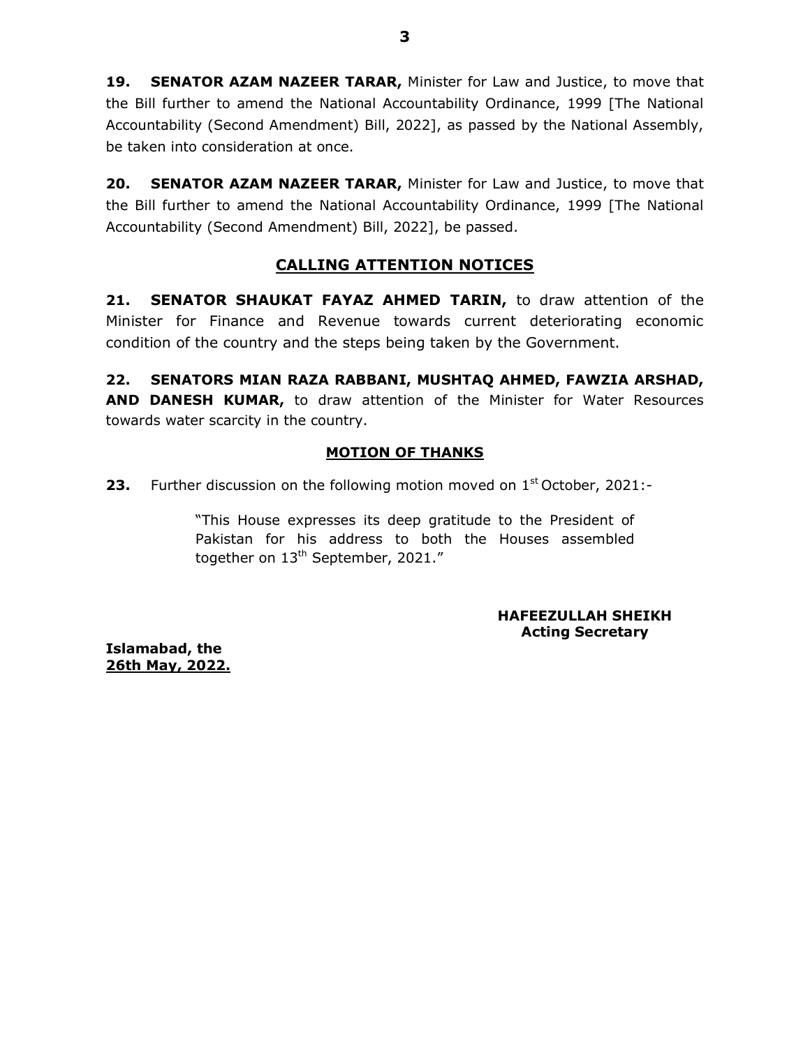**19. SENATOR AZAM NAZEER TARAR,** Minister for Law and Justice, to move that the Bill further to amend the National Accountability Ordinance, 1999 [The National Accountability (Second Amendment) Bill, 2022], as passed by the National Assembly, be taken into consideration at once.

**20. SENATOR AZAM NAZEER TARAR,** Minister for Law and Justice, to move that the Bill further to amend the National Accountability Ordinance, 1999 [The National Accountability (Second Amendment) Bill, 2022], be passed.

## CALLING ATTENTION NOTICES

**21. SENATOR SHAUKAT FAYAZ AHMED TARIN,** to draw attention of the Minister for Finance and Revenue towards current deteriorating economic condition of the country and the steps being taken by the Government.

**22. SENATORS MIAN RAZA RABBANI, MUSHTAQ AHMED, FAWZIA ARSHAD, AND DANESH KUMAR,** to draw attention of the Minister for Water Resources towards water scarcity in the country.

## MOTION OF THANKS

**23.** Further discussion on the following motion moved on 1st October, 2021:-

> "This House expresses its deep gratitude to the President of Pakistan for his address to both the Houses assembled together on 13th September, 2021."

**HAFEEZULLAH SHEIKH**
**Acting Secretary**

**Islamabad, the**
**26th May, 2022.**